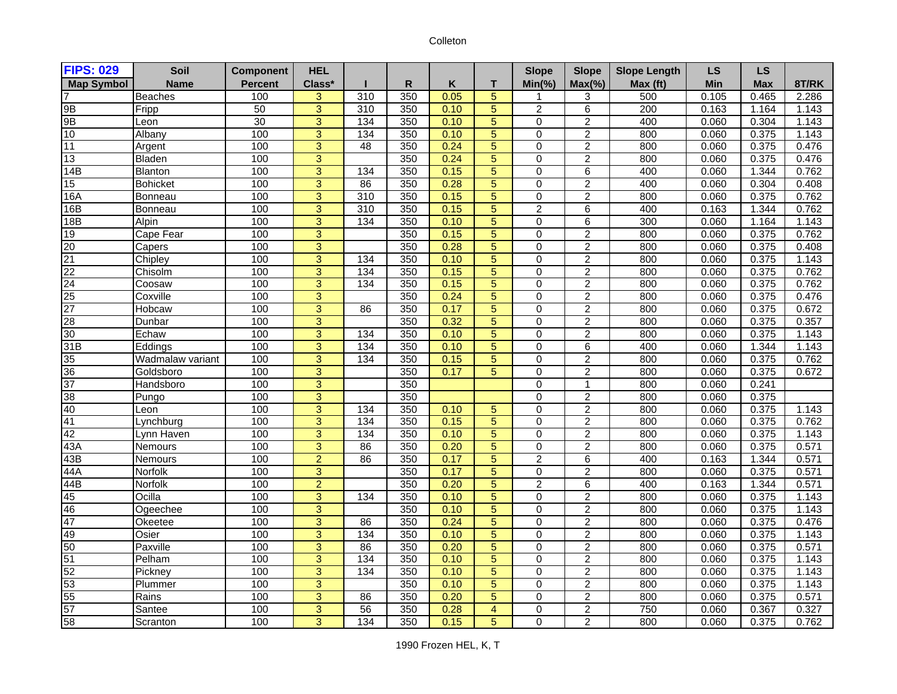Colleton

| FIPS: 029 | Soil | Component | HEL | | | | | Slope | Slope | Slope Length | LS | LS | |
|---|---|---|---|---|---|---|---|---|---|---|---|---|---|
| Map Symbol | Name | Percent | Class* | I | R | K | T | Min(%) | Max(%) | Max (ft) | Min | Max | 8T/RK |
| 7 | Beaches | 100 | 3 | 310 | 350 | 0.05 | 5 | 1 | 3 | 500 | 0.105 | 0.465 | 2.286 |
| 9B | Fripp | 50 | 3 | 310 | 350 | 0.10 | 5 | 2 | 6 | 200 | 0.163 | 1.164 | 1.143 |
| 9B | Leon | 30 | 3 | 134 | 350 | 0.10 | 5 | 0 | 2 | 400 | 0.060 | 0.304 | 1.143 |
| 10 | Albany | 100 | 3 | 134 | 350 | 0.10 | 5 | 0 | 2 | 800 | 0.060 | 0.375 | 1.143 |
| 11 | Argent | 100 | 3 | 48 | 350 | 0.24 | 5 | 0 | 2 | 800 | 0.060 | 0.375 | 0.476 |
| 13 | Bladen | 100 | 3 | | 350 | 0.24 | 5 | 0 | 2 | 800 | 0.060 | 0.375 | 0.476 |
| 14B | Blanton | 100 | 3 | 134 | 350 | 0.15 | 5 | 0 | 6 | 400 | 0.060 | 1.344 | 0.762 |
| 15 | Bohicket | 100 | 3 | 86 | 350 | 0.28 | 5 | 0 | 2 | 400 | 0.060 | 0.304 | 0.408 |
| 16A | Bonneau | 100 | 3 | 310 | 350 | 0.15 | 5 | 0 | 2 | 800 | 0.060 | 0.375 | 0.762 |
| 16B | Bonneau | 100 | 3 | 310 | 350 | 0.15 | 5 | 2 | 6 | 400 | 0.163 | 1.344 | 0.762 |
| 18B | Alpin | 100 | 3 | 134 | 350 | 0.10 | 5 | 0 | 6 | 300 | 0.060 | 1.164 | 1.143 |
| 19 | Cape Fear | 100 | 3 | | 350 | 0.15 | 5 | 0 | 2 | 800 | 0.060 | 0.375 | 0.762 |
| 20 | Capers | 100 | 3 | | 350 | 0.28 | 5 | 0 | 2 | 800 | 0.060 | 0.375 | 0.408 |
| 21 | Chipley | 100 | 3 | 134 | 350 | 0.10 | 5 | 0 | 2 | 800 | 0.060 | 0.375 | 1.143 |
| 22 | Chisolm | 100 | 3 | 134 | 350 | 0.15 | 5 | 0 | 2 | 800 | 0.060 | 0.375 | 0.762 |
| 24 | Coosaw | 100 | 3 | 134 | 350 | 0.15 | 5 | 0 | 2 | 800 | 0.060 | 0.375 | 0.762 |
| 25 | Coxville | 100 | 3 | | 350 | 0.24 | 5 | 0 | 2 | 800 | 0.060 | 0.375 | 0.476 |
| 27 | Hobcaw | 100 | 3 | 86 | 350 | 0.17 | 5 | 0 | 2 | 800 | 0.060 | 0.375 | 0.672 |
| 28 | Dunbar | 100 | 3 | | 350 | 0.32 | 5 | 0 | 2 | 800 | 0.060 | 0.375 | 0.357 |
| 30 | Echaw | 100 | 3 | 134 | 350 | 0.10 | 5 | 0 | 2 | 800 | 0.060 | 0.375 | 1.143 |
| 31B | Eddings | 100 | 3 | 134 | 350 | 0.10 | 5 | 0 | 6 | 400 | 0.060 | 1.344 | 1.143 |
| 35 | Wadmalaw variant | 100 | 3 | 134 | 350 | 0.15 | 5 | 0 | 2 | 800 | 0.060 | 0.375 | 0.762 |
| 36 | Goldsboro | 100 | 3 | | 350 | 0.17 | 5 | 0 | 2 | 800 | 0.060 | 0.375 | 0.672 |
| 37 | Handsboro | 100 | 3 | | 350 | | | 0 | 1 | 800 | 0.060 | 0.241 | |
| 38 | Pungo | 100 | 3 | | 350 | | | 0 | 2 | 800 | 0.060 | 0.375 | |
| 40 | Leon | 100 | 3 | 134 | 350 | 0.10 | 5 | 0 | 2 | 800 | 0.060 | 0.375 | 1.143 |
| 41 | Lynchburg | 100 | 3 | 134 | 350 | 0.15 | 5 | 0 | 2 | 800 | 0.060 | 0.375 | 0.762 |
| 42 | Lynn Haven | 100 | 3 | 134 | 350 | 0.10 | 5 | 0 | 2 | 800 | 0.060 | 0.375 | 1.143 |
| 43A | Nemours | 100 | 3 | 86 | 350 | 0.20 | 5 | 0 | 2 | 800 | 0.060 | 0.375 | 0.571 |
| 43B | Nemours | 100 | 2 | 86 | 350 | 0.17 | 5 | 2 | 6 | 400 | 0.163 | 1.344 | 0.571 |
| 44A | Norfolk | 100 | 3 | | 350 | 0.17 | 5 | 0 | 2 | 800 | 0.060 | 0.375 | 0.571 |
| 44B | Norfolk | 100 | 2 | | 350 | 0.20 | 5 | 2 | 6 | 400 | 0.163 | 1.344 | 0.571 |
| 45 | Ocilla | 100 | 3 | 134 | 350 | 0.10 | 5 | 0 | 2 | 800 | 0.060 | 0.375 | 1.143 |
| 46 | Ogeechee | 100 | 3 | | 350 | 0.10 | 5 | 0 | 2 | 800 | 0.060 | 0.375 | 1.143 |
| 47 | Okeetee | 100 | 3 | 86 | 350 | 0.24 | 5 | 0 | 2 | 800 | 0.060 | 0.375 | 0.476 |
| 49 | Osier | 100 | 3 | 134 | 350 | 0.10 | 5 | 0 | 2 | 800 | 0.060 | 0.375 | 1.143 |
| 50 | Paxville | 100 | 3 | 86 | 350 | 0.20 | 5 | 0 | 2 | 800 | 0.060 | 0.375 | 0.571 |
| 51 | Pelham | 100 | 3 | 134 | 350 | 0.10 | 5 | 0 | 2 | 800 | 0.060 | 0.375 | 1.143 |
| 52 | Pickney | 100 | 3 | 134 | 350 | 0.10 | 5 | 0 | 2 | 800 | 0.060 | 0.375 | 1.143 |
| 53 | Plummer | 100 | 3 | | 350 | 0.10 | 5 | 0 | 2 | 800 | 0.060 | 0.375 | 1.143 |
| 55 | Rains | 100 | 3 | 86 | 350 | 0.20 | 5 | 0 | 2 | 800 | 0.060 | 0.375 | 0.571 |
| 57 | Santee | 100 | 3 | 56 | 350 | 0.28 | 4 | 0 | 2 | 750 | 0.060 | 0.367 | 0.327 |
| 58 | Scranton | 100 | 3 | 134 | 350 | 0.15 | 5 | 0 | 2 | 800 | 0.060 | 0.375 | 0.762 |

1990 Frozen HEL, K, T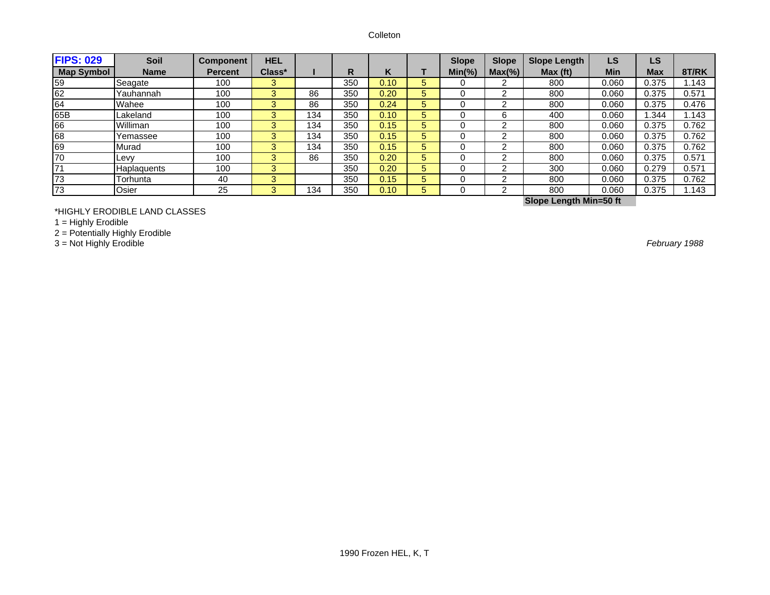| FIPS: 029 | Soil | Component | HEL | | | | | Slope | Slope | Slope Length | LS | LS | |
|---|---|---|---|---|---|---|---|---|---|---|---|---|---|
| Map Symbol | Name | Percent | Class* | I | R | K | T | Min(%) | Max(%) | Max (ft) | Min | Max | 8T/RK |
| 59 | Seagate | 100 | 3 | | 350 | 0.10 | 5 | 0 | 2 | 800 | 0.060 | 0.375 | 1.143 |
| 62 | Yauhannah | 100 | 3 | 86 | 350 | 0.20 | 5 | 0 | 2 | 800 | 0.060 | 0.375 | 0.571 |
| 64 | Wahee | 100 | 3 | 86 | 350 | 0.24 | 5 | 0 | 2 | 800 | 0.060 | 0.375 | 0.476 |
| 65B | Lakeland | 100 | 3 | 134 | 350 | 0.10 | 5 | 0 | 6 | 400 | 0.060 | 1.344 | 1.143 |
| 66 | Williman | 100 | 3 | 134 | 350 | 0.15 | 5 | 0 | 2 | 800 | 0.060 | 0.375 | 0.762 |
| 68 | Yemassee | 100 | 3 | 134 | 350 | 0.15 | 5 | 0 | 2 | 800 | 0.060 | 0.375 | 0.762 |
| 69 | Murad | 100 | 3 | 134 | 350 | 0.15 | 5 | 0 | 2 | 800 | 0.060 | 0.375 | 0.762 |
| 70 | Levy | 100 | 3 | 86 | 350 | 0.20 | 5 | 0 | 2 | 800 | 0.060 | 0.375 | 0.571 |
| 71 | Haplaquents | 100 | 3 | | 350 | 0.20 | 5 | 0 | 2 | 300 | 0.060 | 0.279 | 0.571 |
| 73 | Torhunta | 40 | 3 | | 350 | 0.15 | 5 | 0 | 2 | 800 | 0.060 | 0.375 | 0.762 |
| 73 | Osier | 25 | 3 | 134 | 350 | 0.10 | 5 | 0 | 2 | 800 | 0.060 | 0.375 | 1.143 |

**Slope Length Min=50 ft**

*HIGHLY ERODIBLE LAND CLASSES
1 = Highly Erodible
2 = Potentially Highly Erodible
3 = Not Highly Erodible

*February 1988*